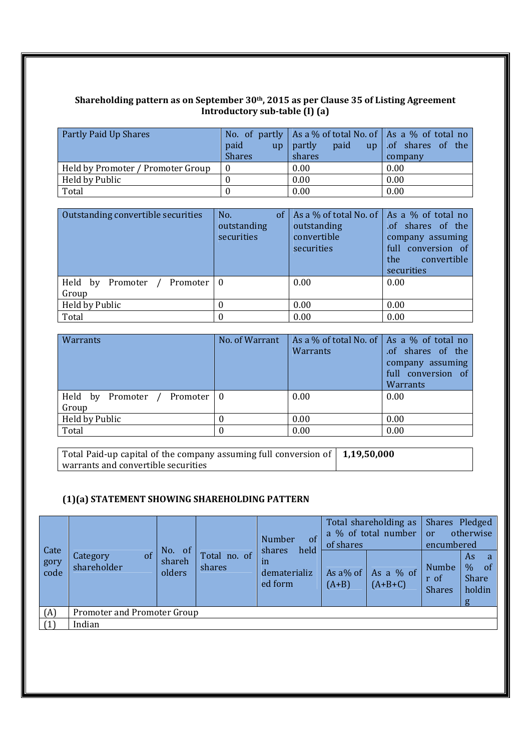**Shareholding pattern as on September 30th, 2015 as per Clause 35 of Listing Agreement**
**Introductory sub-table (I) (a)**

| Partly Paid Up Shares | No. of partly paid up Shares | As a % of total No. of partly paid up shares | As a % of total no .of shares of the company |
|---|---|---|---|
| Held by Promoter / Promoter Group | 0 | 0.00 | 0.00 |
| Held by Public | 0 | 0.00 | 0.00 |
| Total | 0 | 0.00 | 0.00 |

| Outstanding convertible securities | No. of outstanding securities | As a % of total No. of outstanding convertible securities | As a % of total no .of shares of the company assuming full conversion of the convertible securities |
|---|---|---|---|
| Held by Promoter / Promoter Group | 0 | 0.00 | 0.00 |
| Held by Public | 0 | 0.00 | 0.00 |
| Total | 0 | 0.00 | 0.00 |

| Warrants | No. of Warrant | As a % of total No. of Warrants | As a % of total no .of shares of the company assuming full conversion of Warrants |
|---|---|---|---|
| Held by Promoter / Promoter Group | 0 | 0.00 | 0.00 |
| Held by Public | 0 | 0.00 | 0.00 |
| Total | 0 | 0.00 | 0.00 |

| Total Paid-up capital of the company assuming full conversion of warrants and convertible securities | **1,19,50,000** |
|---|---|

### (1)(a) STATEMENT SHOWING SHAREHOLDING PATTERN

| Category code | Category of shareholder | No. of shareholders | Total no. of shares | Number of shares held in dematerialized form | Total shareholding as a % of total number of shares | | Shares Pledged or otherwise encumbered | |
|---|---|---|---|---|---|---|---|---|
| | | | | | As a% of (A+B) | As a % of (A+B+C) | Number of Shares | As a % of Share holding |
| (A) | Promoter and Promoter Group | | | | | | | |
| (1) | Indian | | | | | | | |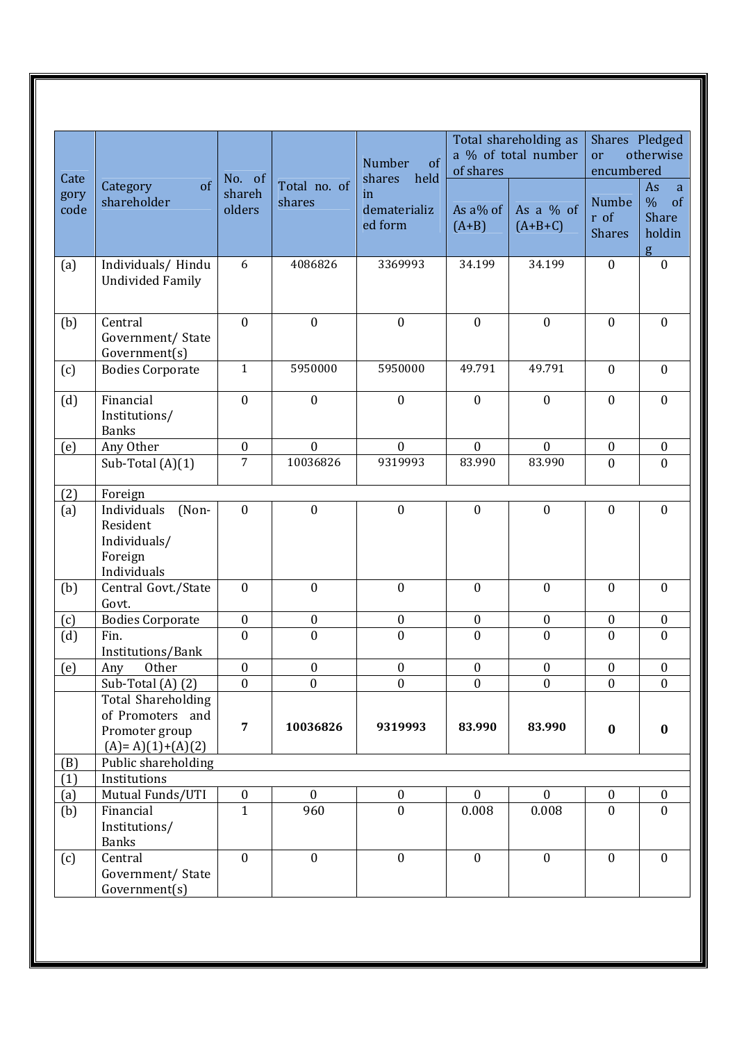| Cate gory code | Category of shareholder | No. of shareh olders | Total no. of shares | Number of shares held in dematerializ ed form | Total shareholding as a % of total number of shares | | Shares Pledged or otherwise encumbered | |
|---|---|---|---|---|---|---|---|---|
| | | | | | As a% of (A+B) | As a % of (A+B+C) | Numbe r of Shares | As a % of Share holdin g |
| (a) | Individuals/ Hindu Undivided Family | 6 | 4086826 | 3369993 | 34.199 | 34.199 | 0 | 0 |
| (b) | Central Government/ State Government(s) | 0 | 0 | 0 | 0 | 0 | 0 | 0 |
| (c) | Bodies Corporate | 1 | 5950000 | 5950000 | 49.791 | 49.791 | 0 | 0 |
| (d) | Financial Institutions/ Banks | 0 | 0 | 0 | 0 | 0 | 0 | 0 |
| (e) | Any Other | 0 | 0 | 0 | 0 | 0 | 0 | 0 |
| | Sub-Total (A)(1) | 7 | 10036826 | 9319993 | 83.990 | 83.990 | 0 | 0 |
| (2) | Foreign | | | | | | | |
| (a) | Individuals (Non-Resident Individuals/ Foreign Individuals | 0 | 0 | 0 | 0 | 0 | 0 | 0 |
| (b) | Central Govt./State Govt. | 0 | 0 | 0 | 0 | 0 | 0 | 0 |
| (c) | Bodies Corporate | 0 | 0 | 0 | 0 | 0 | 0 | 0 |
| (d) | Fin. Institutions/Bank | 0 | 0 | 0 | 0 | 0 | 0 | 0 |
| (e) | Any Other | 0 | 0 | 0 | 0 | 0 | 0 | 0 |
| | Sub-Total (A) (2) | 0 | 0 | 0 | 0 | 0 | 0 | 0 |
| | Total Shareholding of Promoters and Promoter group (A)= A)(1)+(A)(2) | **7** | **10036826** | **9319993** | **83.990** | **83.990** | **0** | **0** |
| (B) | Public shareholding | | | | | | | |
| (1) | Institutions | | | | | | | |
| (a) | Mutual Funds/UTI | 0 | 0 | 0 | 0 | 0 | 0 | 0 |
| (b) | Financial Institutions/ Banks | 1 | 960 | 0 | 0.008 | 0.008 | 0 | 0 |
| (c) | Central Government/ State Government(s) | 0 | 0 | 0 | 0 | 0 | 0 | 0 |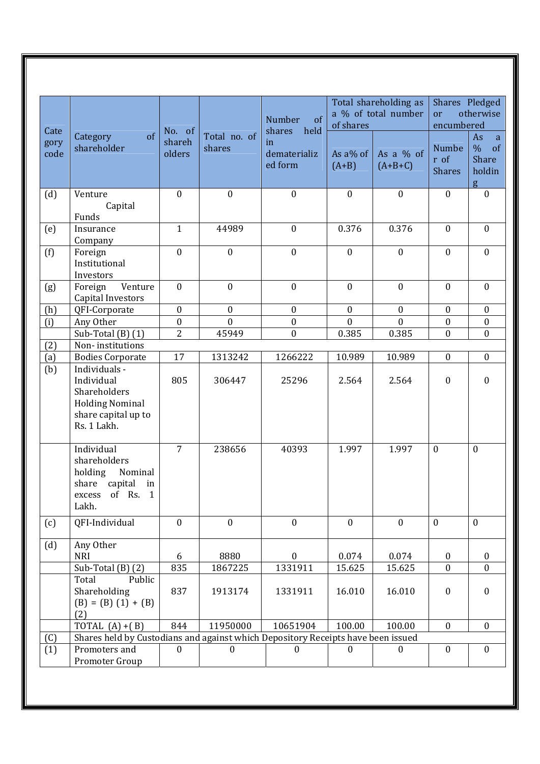| Category code | Category of shareholder | No. of shareholders | Total no. of shares | Number of shares held in dematerialized form | Total shareholding as a % of total number of shares | | Shares Pledged or otherwise encumbered | |
|---|---|---|---|---|---|---|---|---|
| | | | | | As a% of (A+B) | As a % of (A+B+C) | Number of Shares | As a % of Share holding |
| (d) | Venture Capital Funds | 0 | 0 | 0 | 0 | 0 | 0 | 0 |
| (e) | Insurance Company | 1 | 44989 | 0 | 0.376 | 0.376 | 0 | 0 |
| (f) | Foreign Institutional Investors | 0 | 0 | 0 | 0 | 0 | 0 | 0 |
| (g) | Foreign Venture Capital Investors | 0 | 0 | 0 | 0 | 0 | 0 | 0 |
| (h) | QFI-Corporate | 0 | 0 | 0 | 0 | 0 | 0 | 0 |
| (i) | Any Other | 0 | 0 | 0 | 0 | 0 | 0 | 0 |
| | Sub-Total (B) (1) | 2 | 45949 | 0 | 0.385 | 0.385 | 0 | 0 |
| (2) | Non- institutions | | | | | | | |
| (a) | Bodies Corporate | 17 | 1313242 | 1266222 | 10.989 | 10.989 | 0 | 0 |
| (b) | Individuals - Individual Shareholders Holding Nominal share capital up to Rs. 1 Lakh. | 805 | 306447 | 25296 | 2.564 | 2.564 | 0 | 0 |
| | Individual shareholders holding Nominal share capital in excess of Rs. 1 Lakh. | 7 | 238656 | 40393 | 1.997 | 1.997 | 0 | 0 |
| (c) | QFI-Individual | 0 | 0 | 0 | 0 | 0 | 0 | 0 |
| (d) | Any Other NRI | 6 | 8880 | 0 | 0.074 | 0.074 | 0 | 0 |
| | Sub-Total (B) (2) | 835 | 1867225 | 1331911 | 15.625 | 15.625 | 0 | 0 |
| | Total Public Shareholding (B) = (B) (1) + (B) (2) | 837 | 1913174 | 1331911 | 16.010 | 16.010 | 0 | 0 |
| | TOTAL (A) +( B) | 844 | 11950000 | 10651904 | 100.00 | 100.00 | 0 | 0 |
| (C) | Shares held by Custodians and against which Depository Receipts have been issued | | | | | | | |
| (1) | Promoters and Promoter Group | 0 | 0 | 0 | 0 | 0 | 0 | 0 |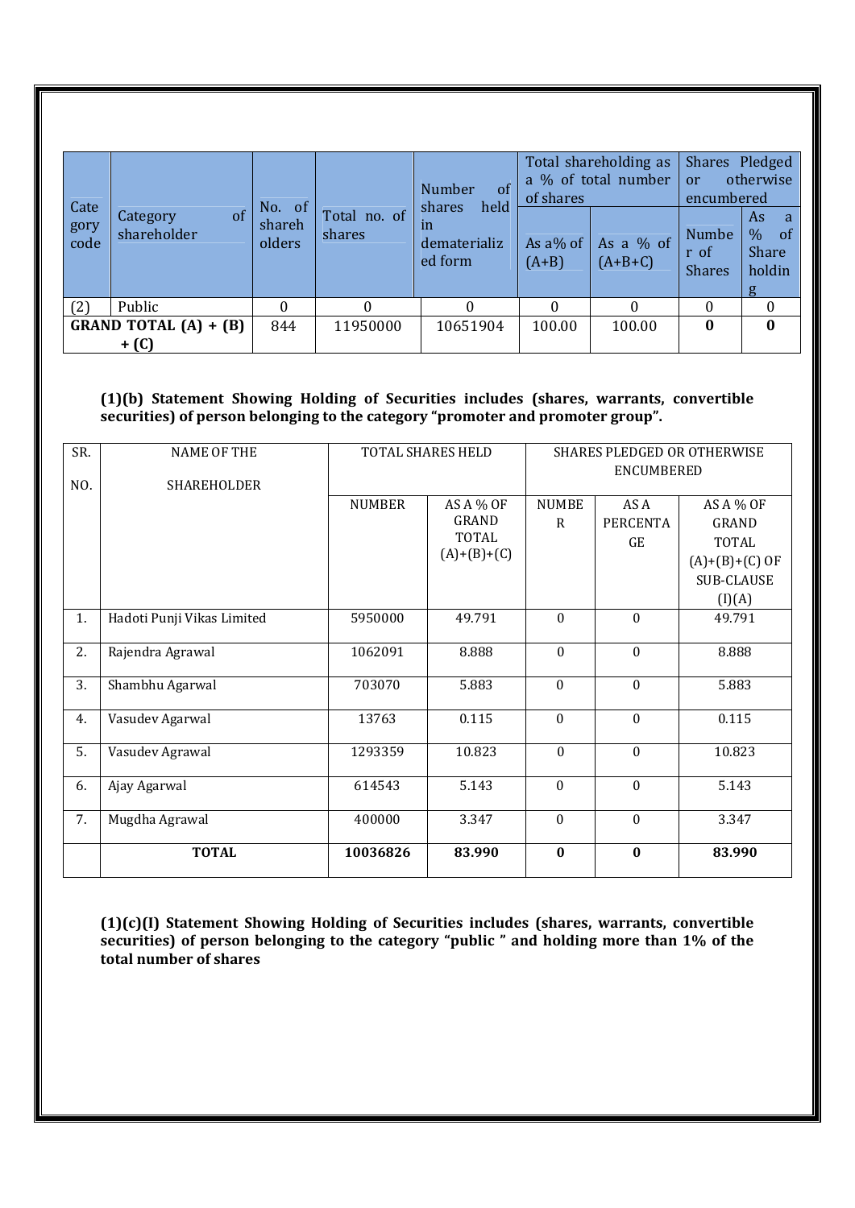| Category code | Category of shareholder | No. of shareholders | Total no. of shares | Number of shares held in dematerialized form | Total shareholding as a % of total number of shares | | Shares Pledged or otherwise encumbered | |
|---|---|---|---|---|---|---|---|---|
| | | | | | As a% of (A+B) | As a % of (A+B+C) | Number of Shares | As a % of Share holding |
| (2) | Public | 0 | 0 | 0 | 0 | 0 | 0 | 0 |
| **GRAND TOTAL (A) + (B) + (C)** | | 844 | 11950000 | 10651904 | 100.00 | 100.00 | **0** | **0** |

**(1)(b) Statement Showing Holding of Securities includes (shares, warrants, convertible securities) of person belonging to the category "promoter and promoter group".**

| SR. NO. | NAME OF THE SHAREHOLDER | TOTAL SHARES HELD | | SHARES PLEDGED OR OTHERWISE ENCUMBERED | | |
|---|---|---|---|---|---|---|
| | | NUMBER | AS A % OF GRAND TOTAL (A)+(B)+(C) | NUMBER | AS A PERCENTAGE | AS A % OF GRAND TOTAL (A)+(B)+(C) OF SUB-CLAUSE (I)(A) |
| 1. | Hadoti Punji Vikas Limited | 5950000 | 49.791 | 0 | 0 | 49.791 |
| 2. | Rajendra Agrawal | 1062091 | 8.888 | 0 | 0 | 8.888 |
| 3. | Shambhu Agarwal | 703070 | 5.883 | 0 | 0 | 5.883 |
| 4. | Vasudev Agarwal | 13763 | 0.115 | 0 | 0 | 0.115 |
| 5. | Vasudev Agrawal | 1293359 | 10.823 | 0 | 0 | 10.823 |
| 6. | Ajay Agarwal | 614543 | 5.143 | 0 | 0 | 5.143 |
| 7. | Mugdha Agrawal | 400000 | 3.347 | 0 | 0 | 3.347 |
| | **TOTAL** | **10036826** | **83.990** | **0** | **0** | **83.990** |

**(1)(c)(I) Statement Showing Holding of Securities includes (shares, warrants, convertible securities) of person belonging to the category "public " and holding more than 1% of the total number of shares**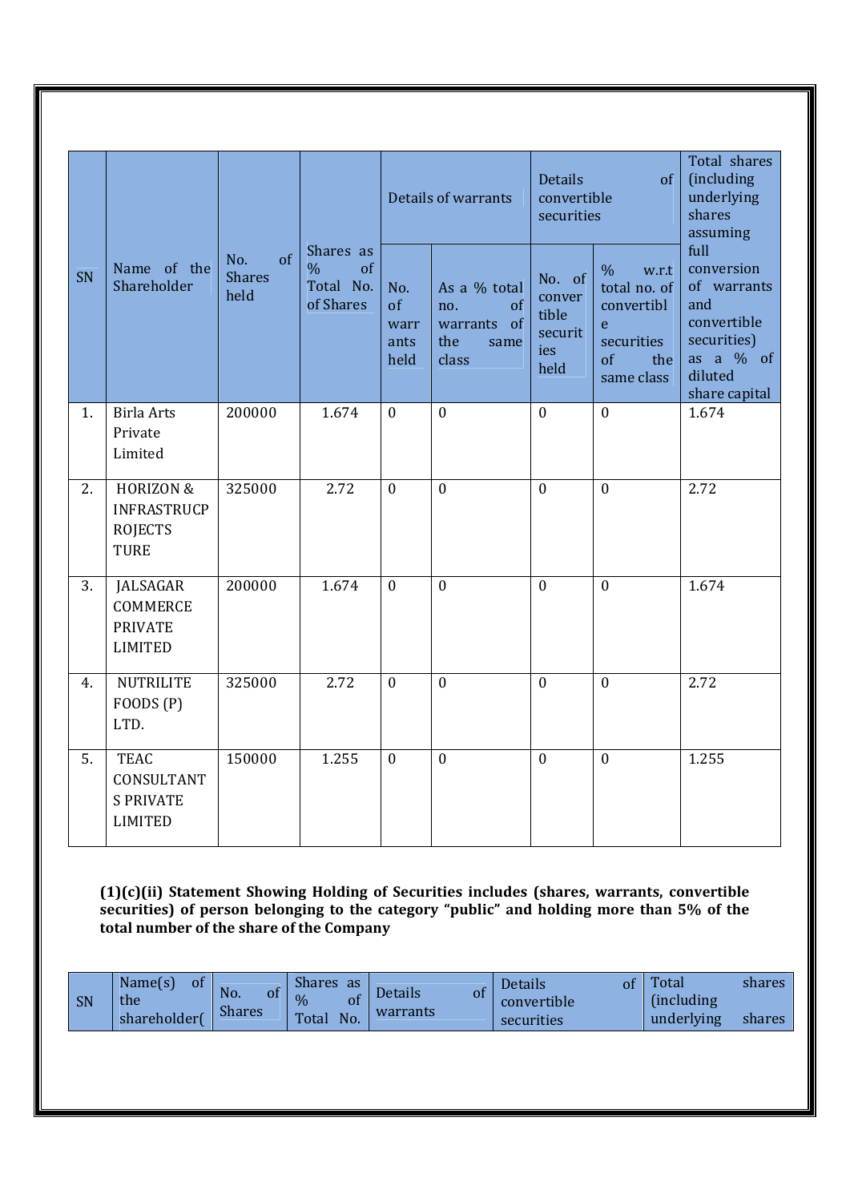| SN | Name of the Shareholder | No. of Shares held | Shares as % of Total No. of Shares | Details of warrants | | Details of convertible securities | | Total shares (including underlying shares assuming full conversion of warrants and convertible securities) as a % of diluted share capital |
|---|---|---|---|---|---|---|---|---|
| | | | | No. of warrants held | As a % total no. of warrants of the same class | No. of convertible securities held | % w.r.t total no. of convertible securities of the same class | |
| 1. | Birla Arts Private Limited | 200000 | 1.674 | 0 | 0 | 0 | 0 | 1.674 |
| 2. | HORIZON & INFRASTRUCPROJECTS TURE | 325000 | 2.72 | 0 | 0 | 0 | 0 | 2.72 |
| 3. | JALSAGAR COMMERCE PRIVATE LIMITED | 200000 | 1.674 | 0 | 0 | 0 | 0 | 1.674 |
| 4. | NUTRILITE FOODS (P) LTD. | 325000 | 2.72 | 0 | 0 | 0 | 0 | 2.72 |
| 5. | TEAC CONSULTANTS PRIVATE LIMITED | 150000 | 1.255 | 0 | 0 | 0 | 0 | 1.255 |

**(1)(c)(ii) Statement Showing Holding of Securities includes (shares, warrants, convertible securities) of person belonging to the category "public" and holding more than 5% of the total number of the share of the Company**

| SN | Name(s) of the shareholder( | No. of Shares | Shares as % of Total No. | Details of warrants | Details of convertible securities | Total shares (including underlying shares |
|---|---|---|---|---|---|---|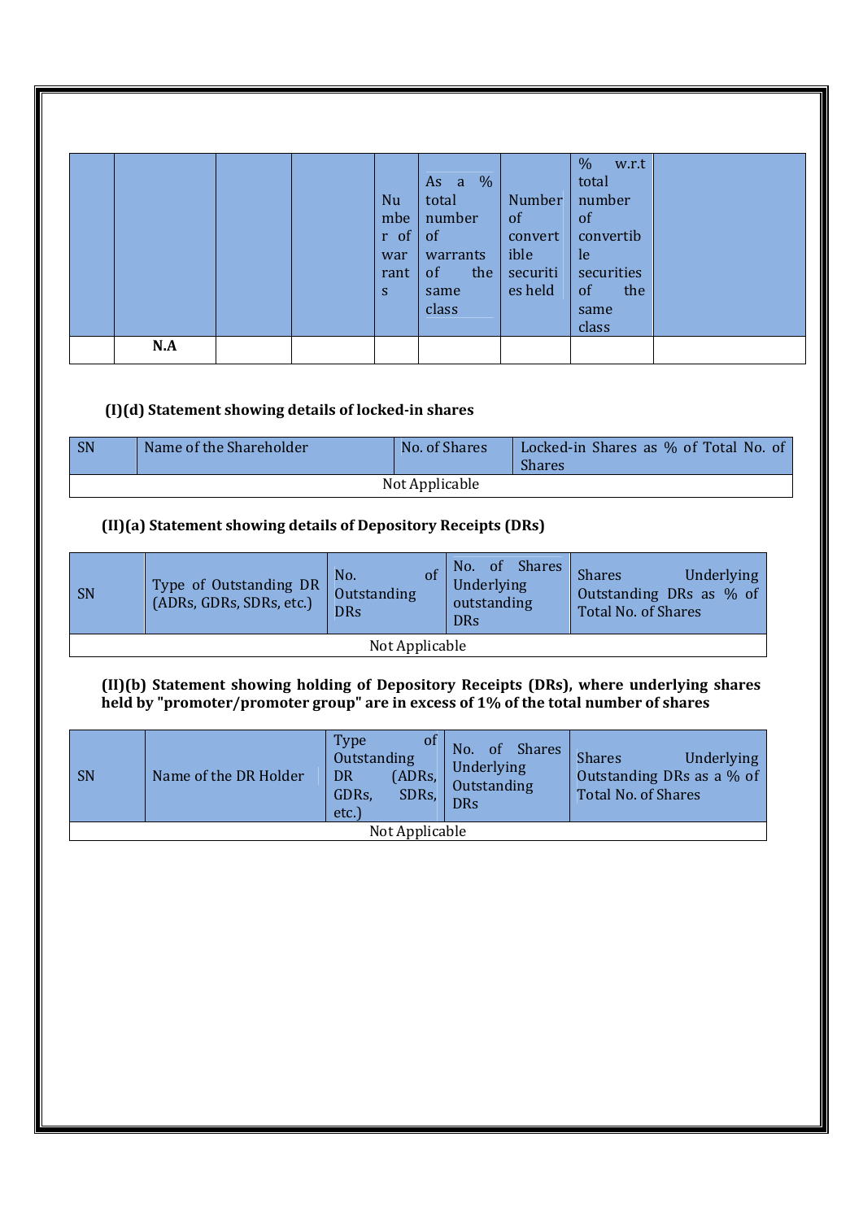| | | | | Number of warrants | As a % total number of warrants of the same class | Number of convertible securities held | % w.r.t total number of convertible securities of the same class | |
|---|---|---|---|---|---|---|---|---|
| | **N.A** | | | | | | | |

### (I)(d) Statement showing details of locked-in shares

| SN | Name of the Shareholder | No. of Shares | Locked-in Shares as % of Total No. of Shares |
|---|---|---|---|
| Not Applicable | | | |

### (II)(a) Statement showing details of Depository Receipts (DRs)

| SN | Type of Outstanding DR (ADRs, GDRs, SDRs, etc.) | No. of Outstanding DRs | No. of Shares Underlying outstanding DRs | Shares Underlying Outstanding DRs as % of Total No. of Shares |
|---|---|---|---|---|
| Not Applicable | | | | |

### (II)(b) Statement showing holding of Depository Receipts (DRs), where underlying shares held by "promoter/promoter group" are in excess of 1% of the total number of shares

| SN | Name of the DR Holder | Type of Outstanding DR (ADRs, GDRs, SDRs, etc.) | No. of Shares Underlying Outstanding DRs | Shares Underlying Outstanding DRs as a % of Total No. of Shares |
|---|---|---|---|---|
| Not Applicable | | | | |